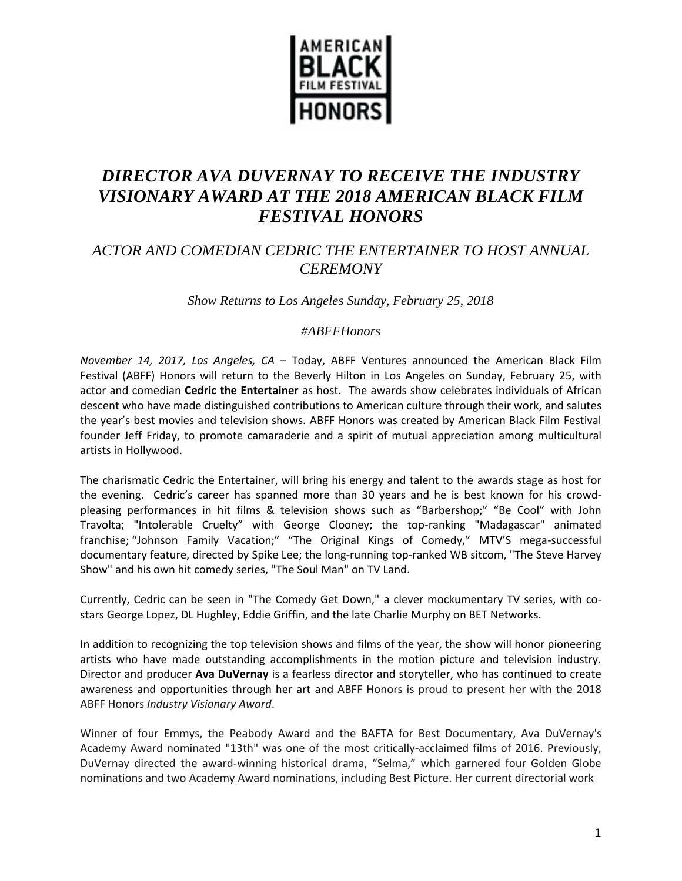AMERICAN BLACK FILM FESTIVAL HONORS

# *DIRECTOR AVA DUVERNAY TO RECEIVE THE INDUSTRY VISIONARY AWARD AT THE 2018 AMERICAN BLACK FILM FESTIVAL HONORS*

## *ACTOR AND COMEDIAN CEDRIC THE ENTERTAINER TO HOST ANNUAL CEREMONY*

*Show Returns to Los Angeles Sunday, February 25, 2018*

*#ABFFHonors*

*November 14, 2017, Los Angeles, CA* – Today, ABFF Ventures announced the American Black Film Festival (ABFF) Honors will return to the Beverly Hilton in Los Angeles on Sunday, February 25, with actor and comedian **Cedric the Entertainer** as host. The awards show celebrates individuals of African descent who have made distinguished contributions to American culture through their work, and salutes the year's best movies and television shows. ABFF Honors was created by American Black Film Festival founder Jeff Friday, to promote camaraderie and a spirit of mutual appreciation among multicultural artists in Hollywood.

The charismatic Cedric the Entertainer, will bring his energy and talent to the awards stage as host for the evening. Cedric's career has spanned more than 30 years and he is best known for his crowd-pleasing performances in hit films & television shows such as "Barbershop;" "Be Cool" with John Travolta; "Intolerable Cruelty" with George Clooney; the top-ranking "Madagascar" animated franchise; "Johnson Family Vacation;" "The Original Kings of Comedy," MTV'S mega-successful documentary feature, directed by Spike Lee; the long-running top-ranked WB sitcom, "The Steve Harvey Show" and his own hit comedy series, "The Soul Man" on TV Land.

Currently, Cedric can be seen in "The Comedy Get Down," a clever mockumentary TV series, with co-stars George Lopez, DL Hughley, Eddie Griffin, and the late Charlie Murphy on BET Networks.

In addition to recognizing the top television shows and films of the year, the show will honor pioneering artists who have made outstanding accomplishments in the motion picture and television industry. Director and producer **Ava DuVernay** is a fearless director and storyteller, who has continued to create awareness and opportunities through her art and ABFF Honors is proud to present her with the 2018 ABFF Honors *Industry Visionary Award.*

Winner of four Emmys, the Peabody Award and the BAFTA for Best Documentary, Ava DuVernay's Academy Award nominated "13th" was one of the most critically-acclaimed films of 2016. Previously, DuVernay directed the award-winning historical drama, "Selma," which garnered four Golden Globe nominations and two Academy Award nominations, including Best Picture. Her current directorial work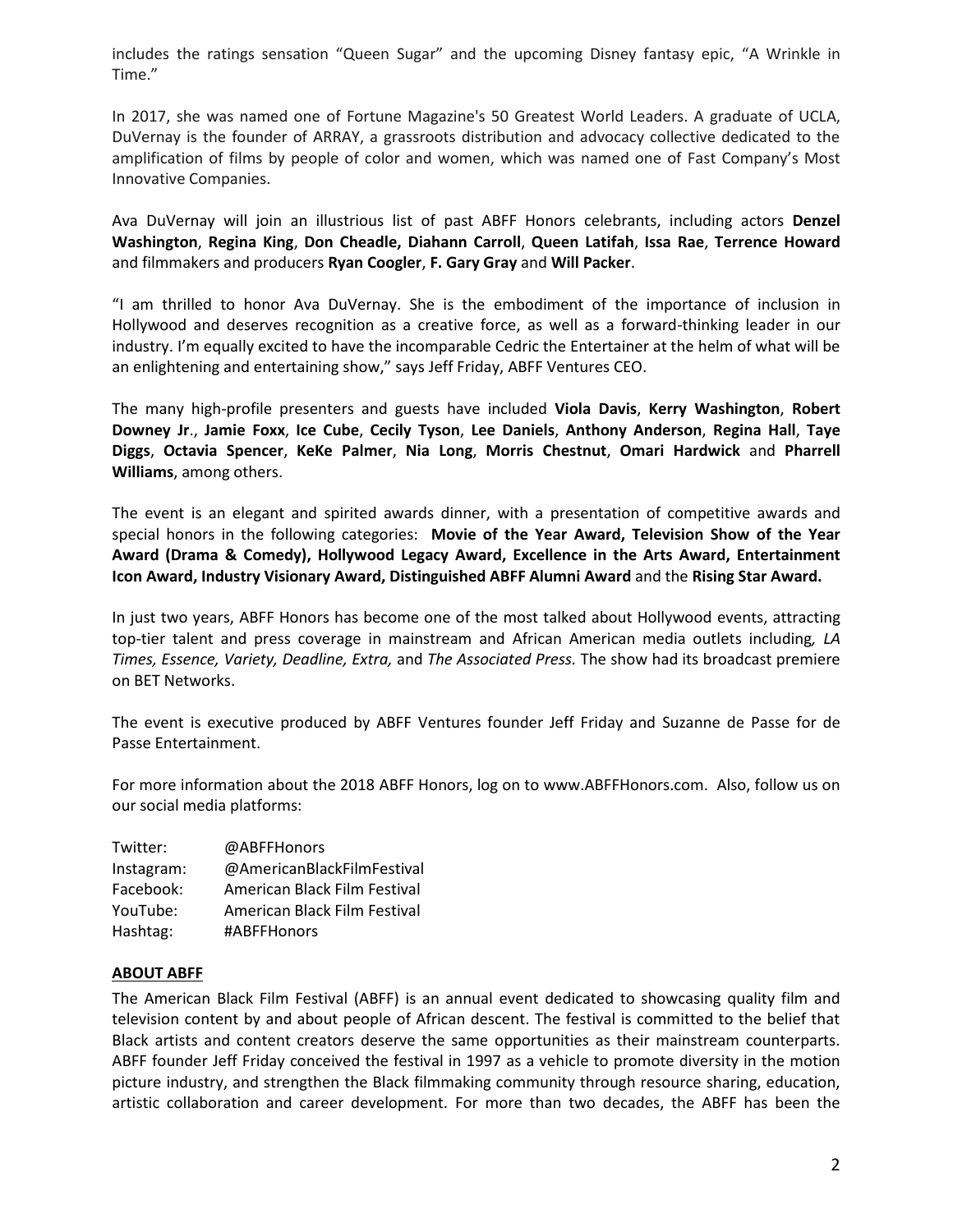includes the ratings sensation "Queen Sugar" and the upcoming Disney fantasy epic, "A Wrinkle in Time."

In 2017, she was named one of Fortune Magazine's 50 Greatest World Leaders. A graduate of UCLA, DuVernay is the founder of ARRAY, a grassroots distribution and advocacy collective dedicated to the amplification of films by people of color and women, which was named one of Fast Company's Most Innovative Companies.

Ava DuVernay will join an illustrious list of past ABFF Honors celebrants, including actors **Denzel Washington**, **Regina King**, **Don Cheadle, Diahann Carroll**, **Queen Latifah**, **Issa Rae**, **Terrence Howard** and filmmakers and producers **Ryan Coogler**, **F. Gary Gray** and **Will Packer**.

"I am thrilled to honor Ava DuVernay. She is the embodiment of the importance of inclusion in Hollywood and deserves recognition as a creative force, as well as a forward-thinking leader in our industry. I'm equally excited to have the incomparable Cedric the Entertainer at the helm of what will be an enlightening and entertaining show," says Jeff Friday, ABFF Ventures CEO.

The many high-profile presenters and guests have included **Viola Davis**, **Kerry Washington**, **Robert Downey Jr**., **Jamie Foxx**, **Ice Cube**, **Cecily Tyson**, **Lee Daniels**, **Anthony Anderson**, **Regina Hall**, **Taye Diggs**, **Octavia Spencer**, **KeKe Palmer**, **Nia Long**, **Morris Chestnut**, **Omari Hardwick** and **Pharrell Williams**, among others.

The event is an elegant and spirited awards dinner, with a presentation of competitive awards and special honors in the following categories: **Movie of the Year Award, Television Show of the Year Award (Drama & Comedy), Hollywood Legacy Award, Excellence in the Arts Award, Entertainment Icon Award, Industry Visionary Award, Distinguished ABFF Alumni Award** and the **Rising Star Award.**

In just two years, ABFF Honors has become one of the most talked about Hollywood events, attracting top-tier talent and press coverage in mainstream and African American media outlets including*, LA Times, Essence, Variety, Deadline, Extra,* and *The Associated Press.* The show had its broadcast premiere on BET Networks.

The event is executive produced by ABFF Ventures founder Jeff Friday and Suzanne de Passe for de Passe Entertainment.

For more information about the 2018 ABFF Honors, log on to www.ABFFHonors.com. Also, follow us on our social media platforms:

Twitter: @ABFFHonors
Instagram: @AmericanBlackFilmFestival
Facebook: American Black Film Festival
YouTube: American Black Film Festival
Hashtag: #ABFFHonors

**ABOUT ABFF**

The American Black Film Festival (ABFF) is an annual event dedicated to showcasing quality film and television content by and about people of African descent. The festival is committed to the belief that Black artists and content creators deserve the same opportunities as their mainstream counterparts. ABFF founder Jeff Friday conceived the festival in 1997 as a vehicle to promote diversity in the motion picture industry, and strengthen the Black filmmaking community through resource sharing, education, artistic collaboration and career development. For more than two decades, the ABFF has been the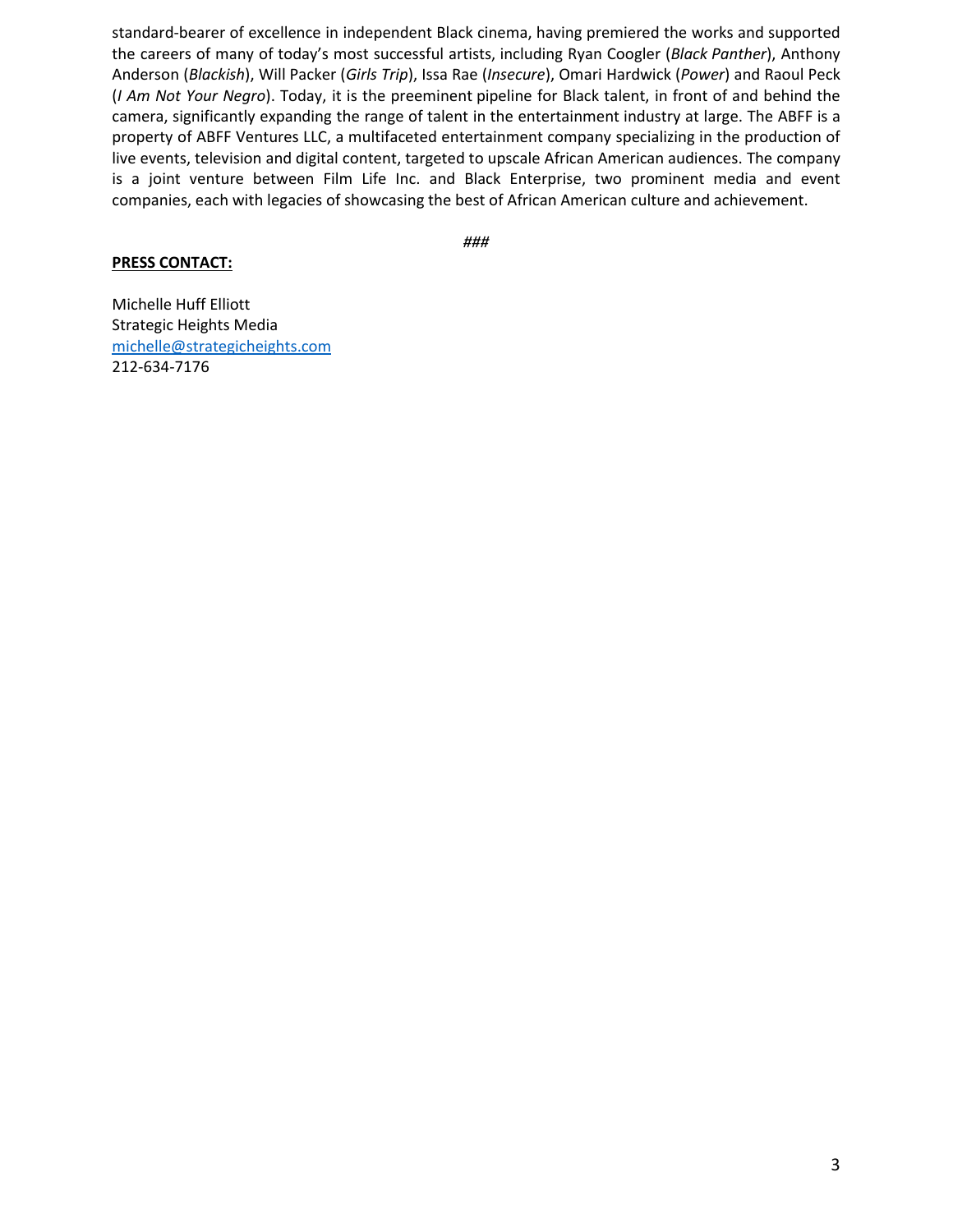standard-bearer of excellence in independent Black cinema, having premiered the works and supported the careers of many of today's most successful artists, including Ryan Coogler (*Black Panther*), Anthony Anderson (*Blackish*), Will Packer (*Girls Trip*), Issa Rae (*Insecure*), Omari Hardwick (*Power*) and Raoul Peck (*I Am Not Your Negro*). Today, it is the preeminent pipeline for Black talent, in front of and behind the camera, significantly expanding the range of talent in the entertainment industry at large. The ABFF is a property of ABFF Ventures LLC, a multifaceted entertainment company specializing in the production of live events, television and digital content, targeted to upscale African American audiences. The company is a joint venture between Film Life Inc. and Black Enterprise, two prominent media and event companies, each with legacies of showcasing the best of African American culture and achievement.

*###*

**PRESS CONTACT:**

Michelle Huff Elliott
Strategic Heights Media
michelle@strategicheights.com
212-634-7176